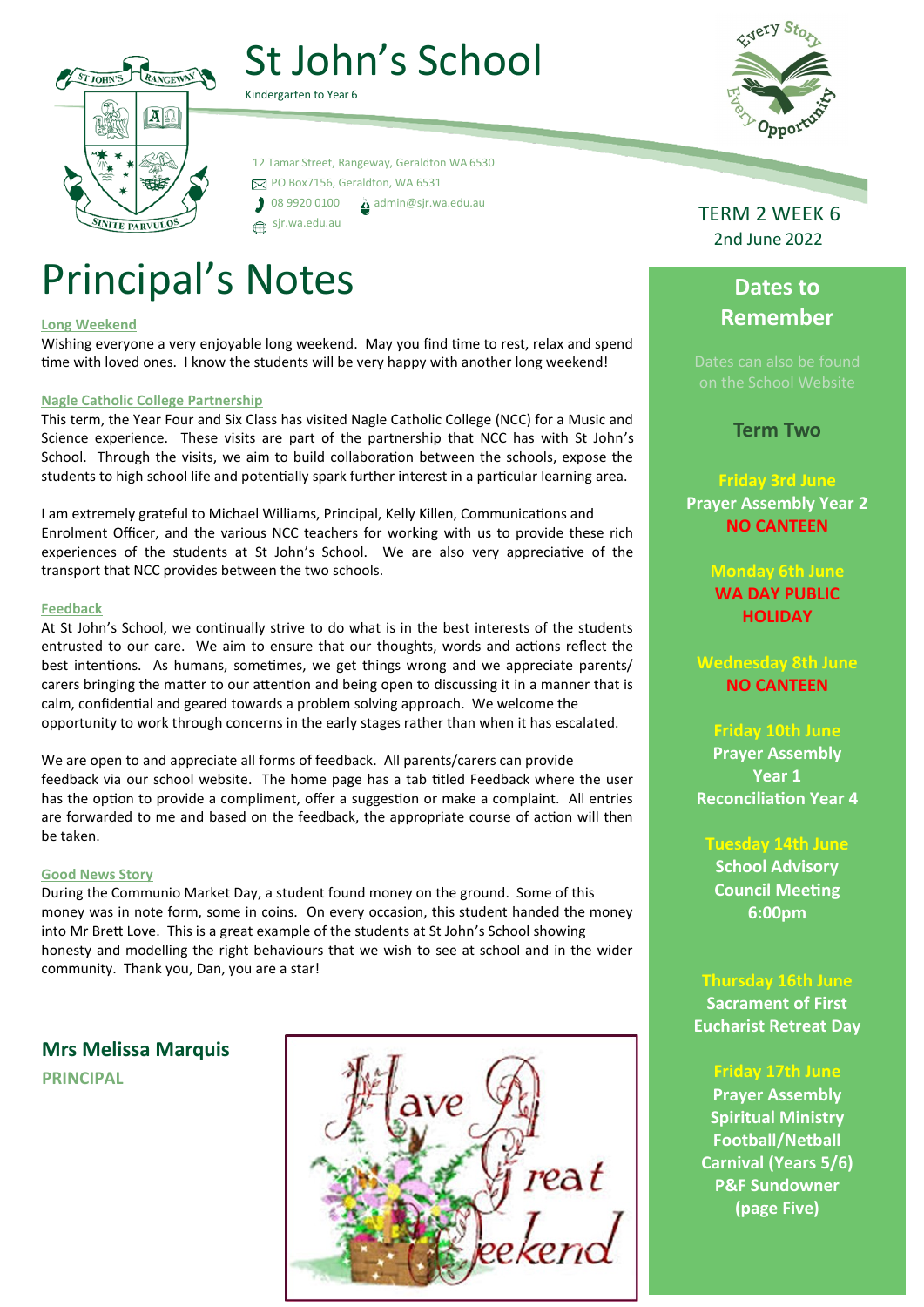# St John's School

Kindergarten to Year 6

12 Tamar Street, Rangeway, Geraldton WA 6530
PO Box7156, Geraldton, WA 6531
08 9920 0100 admin@sjr.wa.edu.au
sjr.wa.edu.au

Every Story Every Opportunity

TERM 2 WEEK 6
2nd June 2022

# Principal's Notes

**Long Weekend**

Wishing everyone a very enjoyable long weekend. May you find time to rest, relax and spend time with loved ones. I know the students will be very happy with another long weekend!

**Nagle Catholic College Partnership**

This term, the Year Four and Six Class has visited Nagle Catholic College (NCC) for a Music and Science experience. These visits are part of the partnership that NCC has with St John's School. Through the visits, we aim to build collaboration between the schools, expose the students to high school life and potentially spark further interest in a particular learning area.

I am extremely grateful to Michael Williams, Principal, Kelly Killen, Communications and Enrolment Officer, and the various NCC teachers for working with us to provide these rich experiences of the students at St John's School. We are also very appreciative of the transport that NCC provides between the two schools.

**Feedback**

At St John's School, we continually strive to do what is in the best interests of the students entrusted to our care. We aim to ensure that our thoughts, words and actions reflect the best intentions. As humans, sometimes, we get things wrong and we appreciate parents/carers bringing the matter to our attention and being open to discussing it in a manner that is calm, confidential and geared towards a problem solving approach. We welcome the opportunity to work through concerns in the early stages rather than when it has escalated.

We are open to and appreciate all forms of feedback. All parents/carers can provide feedback via our school website. The home page has a tab titled Feedback where the user has the option to provide a compliment, offer a suggestion or make a complaint. All entries are forwarded to me and based on the feedback, the appropriate course of action will then be taken.

**Good News Story**

During the Communio Market Day, a student found money on the ground. Some of this money was in note form, some in coins. On every occasion, this student handed the money into Mr Brett Love. This is a great example of the students at St John's School showing honesty and modelling the right behaviours that we wish to see at school and in the wider community. Thank you, Dan, you are a star!

**Mrs Melissa Marquis**
**PRINCIPAL**

Have a Great Weekend

## Dates to Remember

Dates can also be found on the School Website

### Term Two

**Friday 3rd June**
Prayer Assembly Year 2
NO CANTEEN

**Monday 6th June**
WA DAY PUBLIC HOLIDAY

**Wednesday 8th June**
NO CANTEEN

**Friday 10th June**
Prayer Assembly Year 1
Reconciliation Year 4

**Tuesday 14th June**
School Advisory Council Meeting 6:00pm

**Thursday 16th June**
Sacrament of First Eucharist Retreat Day

**Friday 17th June**
Prayer Assembly Spiritual Ministry
Football/Netball Carnival (Years 5/6)
P&F Sundowner (page Five)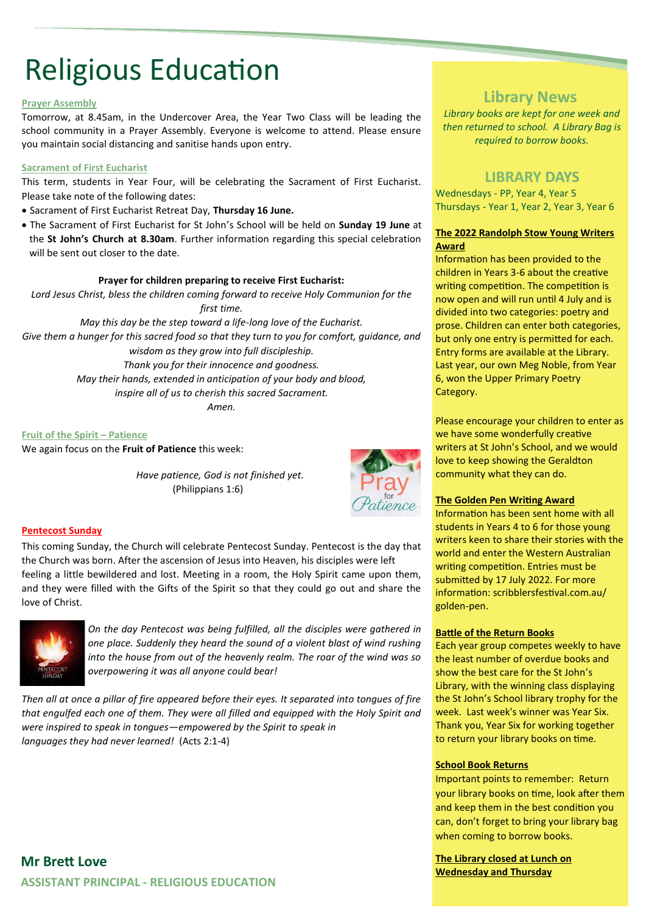# Religious Education

### Prayer Assembly

Tomorrow, at 8.45am, in the Undercover Area, the Year Two Class will be leading the school community in a Prayer Assembly. Everyone is welcome to attend. Please ensure you maintain social distancing and sanitise hands upon entry.

### Sacrament of First Eucharist

This term, students in Year Four, will be celebrating the Sacrament of First Eucharist. Please take note of the following dates:

- Sacrament of First Eucharist Retreat Day, **Thursday 16 June.**
- The Sacrament of First Eucharist for St John's School will be held on **Sunday 19 June** at the **St John's Church at 8.30am**. Further information regarding this special celebration will be sent out closer to the date.

**Prayer for children preparing to receive First Eucharist:**

*Lord Jesus Christ, bless the children coming forward to receive Holy Communion for the first time.*
*May this day be the step toward a life-long love of the Eucharist.*
*Give them a hunger for this sacred food so that they turn to you for comfort, guidance, and wisdom as they grow into full discipleship.*
*Thank you for their innocence and goodness.*
*May their hands, extended in anticipation of your body and blood,*
*inspire all of us to cherish this sacred Sacrament.*
*Amen.*

### Fruit of the Spirit – Patience

We again focus on the **Fruit of Patience** this week:

*Have patience, God is not finished yet.*
(Philippians 1:6)

### Pentecost Sunday

This coming Sunday, the Church will celebrate Pentecost Sunday. Pentecost is the day that the Church was born. After the ascension of Jesus into Heaven, his disciples were left feeling a little bewildered and lost. Meeting in a room, the Holy Spirit came upon them, and they were filled with the Gifts of the Spirit so that they could go out and share the love of Christ.

*On the day Pentecost was being fulfilled, all the disciples were gathered in one place. Suddenly they heard the sound of a violent blast of wind rushing into the house from out of the heavenly realm. The roar of the wind was so overpowering it was all anyone could bear!*

*Then all at once a pillar of fire appeared before their eyes. It separated into tongues of fire that engulfed each one of them. They were all filled and equipped with the Holy Spirit and were inspired to speak in tongues—empowered by the Spirit to speak in languages they had never learned!* (Acts 2:1-4)

**Mr Brett Love**
**ASSISTANT PRINCIPAL - RELIGIOUS EDUCATION**

## Library News

*Library books are kept for one week and then returned to school. A Library Bag is required to borrow books.*

## LIBRARY DAYS

Wednesdays - PP, Year 4, Year 5
Thursdays - Year 1, Year 2, Year 3, Year 6

### The 2022 Randolph Stow Young Writers Award

Information has been provided to the children in Years 3-6 about the creative writing competition. The competition is now open and will run until 4 July and is divided into two categories: poetry and prose. Children can enter both categories, but only one entry is permitted for each. Entry forms are available at the Library. Last year, our own Meg Noble, from Year 6, won the Upper Primary Poetry Category.

Please encourage your children to enter as we have some wonderfully creative writers at St John's School, and we would love to keep showing the Geraldton community what they can do.

### The Golden Pen Writing Award

Information has been sent home with all students in Years 4 to 6 for those young writers keen to share their stories with the world and enter the Western Australian writing competition. Entries must be submitted by 17 July 2022. For more information: scribblersfestival.com.au/golden-pen.

### Battle of the Return Books

Each year group competes weekly to have the least number of overdue books and show the best care for the St John's Library, with the winning class displaying the St John's School library trophy for the week. Last week's winner was Year Six. Thank you, Year Six for working together to return your library books on time.

### School Book Returns

Important points to remember: Return your library books on time, look after them and keep them in the best condition you can, don't forget to bring your library bag when coming to borrow books.

### The Library closed at Lunch on Wednesday and Thursday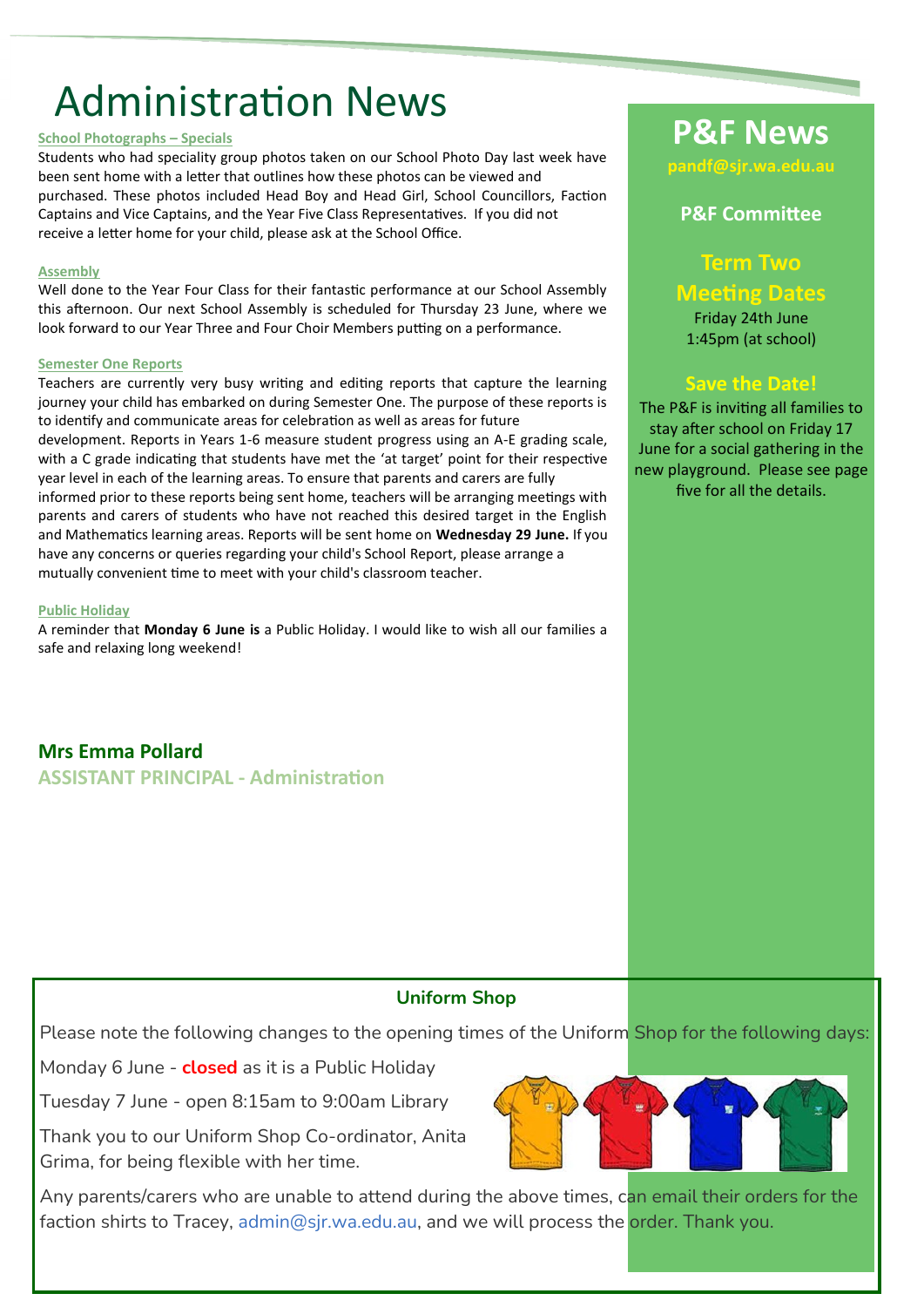# Administration News

**School Photographs – Specials**

Students who had speciality group photos taken on our School Photo Day last week have been sent home with a letter that outlines how these photos can be viewed and purchased. These photos included Head Boy and Head Girl, School Councillors, Faction Captains and Vice Captains, and the Year Five Class Representatives. If you did not receive a letter home for your child, please ask at the School Office.

**Assembly**

Well done to the Year Four Class for their fantastic performance at our School Assembly this afternoon. Our next School Assembly is scheduled for Thursday 23 June, where we look forward to our Year Three and Four Choir Members putting on a performance.

**Semester One Reports**

Teachers are currently very busy writing and editing reports that capture the learning journey your child has embarked on during Semester One. The purpose of these reports is to identify and communicate areas for celebration as well as areas for future development. Reports in Years 1-6 measure student progress using an A-E grading scale, with a C grade indicating that students have met the 'at target' point for their respective year level in each of the learning areas. To ensure that parents and carers are fully informed prior to these reports being sent home, teachers will be arranging meetings with parents and carers of students who have not reached this desired target in the English and Mathematics learning areas. Reports will be sent home on **Wednesday 29 June.** If you have any concerns or queries regarding your child's School Report, please arrange a mutually convenient time to meet with your child's classroom teacher.

**Public Holiday**

A reminder that **Monday 6 June is** a Public Holiday. I would like to wish all our families a safe and relaxing long weekend!

**Mrs Emma Pollard**
**ASSISTANT PRINCIPAL - Administration**

## P&F News

pandf@sjr.wa.edu.au

**P&F Committee**

**Term Two Meeting Dates**

Friday 24th June
1:45pm (at school)

**Save the Date!**

The P&F is inviting all families to stay after school on Friday 17 June for a social gathering in the new playground. Please see page five for all the details.

## Uniform Shop

Please note the following changes to the opening times of the Uniform Shop for the following days:

Monday 6 June - **closed** as it is a Public Holiday

Tuesday 7 June - open 8:15am to 9:00am Library

Thank you to our Uniform Shop Co-ordinator, Anita Grima, for being flexible with her time.

Any parents/carers who are unable to attend during the above times, can email their orders for the faction shirts to Tracey, admin@sjr.wa.edu.au, and we will process the order. Thank you.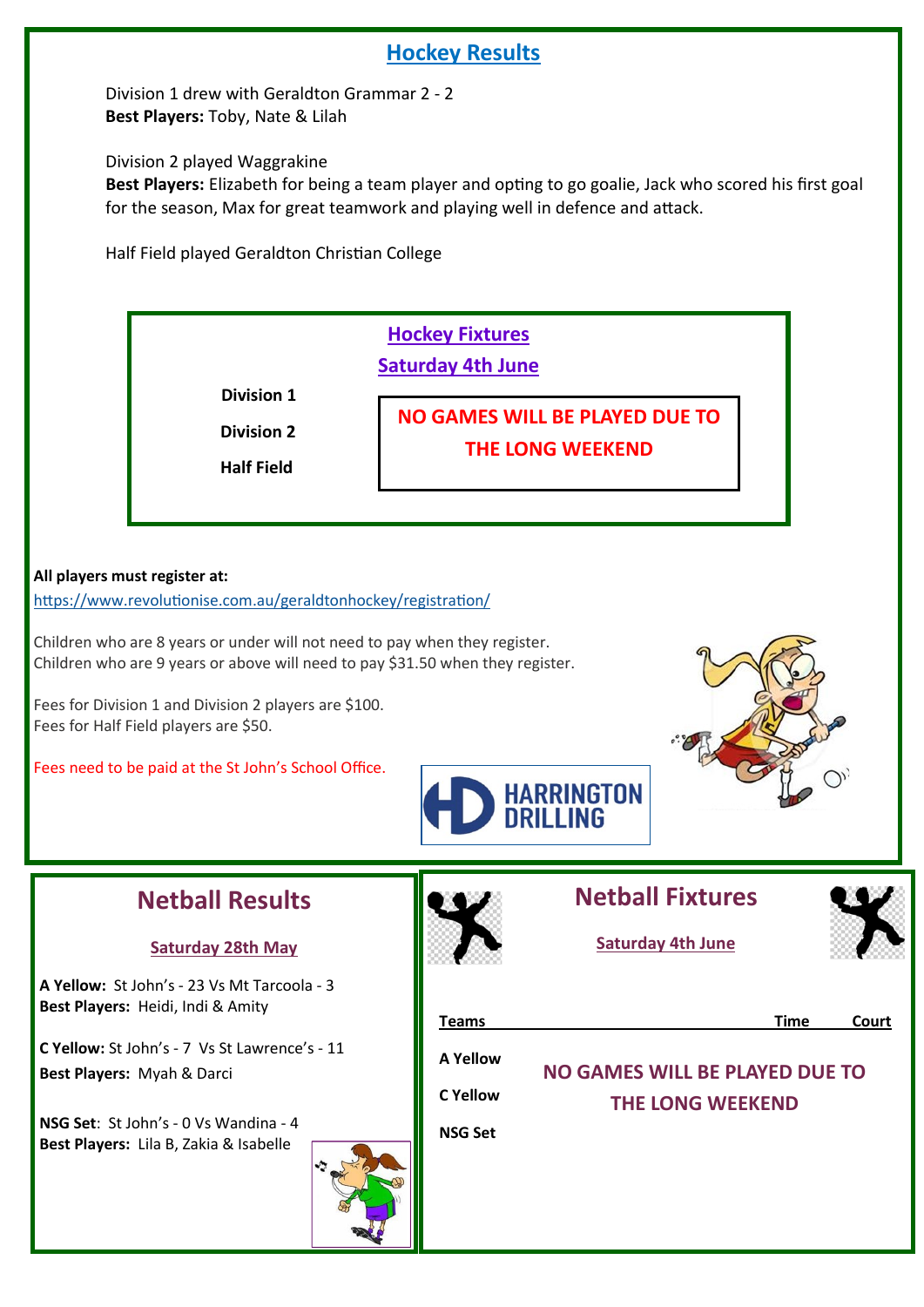## Hockey Results

Division 1 drew with Geraldton Grammar 2 - 2
**Best Players:** Toby, Nate & Lilah

Division 2 played Waggrakine
**Best Players:** Elizabeth for being a team player and opting to go goalie, Jack who scored his first goal for the season, Max for great teamwork and playing well in defence and attack.

Half Field played Geraldton Christian College

### Hockey Fixtures

**Saturday 4th June**

| Division | |
|---|---|
| Division 1 | NO GAMES WILL BE PLAYED DUE TO THE LONG WEEKEND |
| Division 2 | |
| Half Field | |

**All players must register at:**
https://www.revolutionise.com.au/geraldtonhockey/registration/

Children who are 8 years or under will not need to pay when they register.
Children who are 9 years or above will need to pay $31.50 when they register.

Fees for Division 1 and Division 2 players are $100.
Fees for Half Field players are $50.

Fees need to be paid at the St John's School Office.

HARRINGTON DRILLING

## Netball Results

**Saturday 28th May**

**A Yellow:** St John's - 23 Vs Mt Tarcoola - 3
**Best Players:** Heidi, Indi & Amity

**C Yellow:** St John's - 7 Vs St Lawrence's - 11
**Best Players:** Myah & Darci

**NSG Set**: St John's - 0 Vs Wandina - 4
**Best Players:** Lila B, Zakia & Isabelle

## Netball Fixtures

**Saturday 4th June**

| Teams | Time | Court |
|---|---|---|
| A Yellow | NO GAMES WILL BE PLAYED DUE TO THE LONG WEEKEND | |
| C Yellow | | |
| NSG Set | | |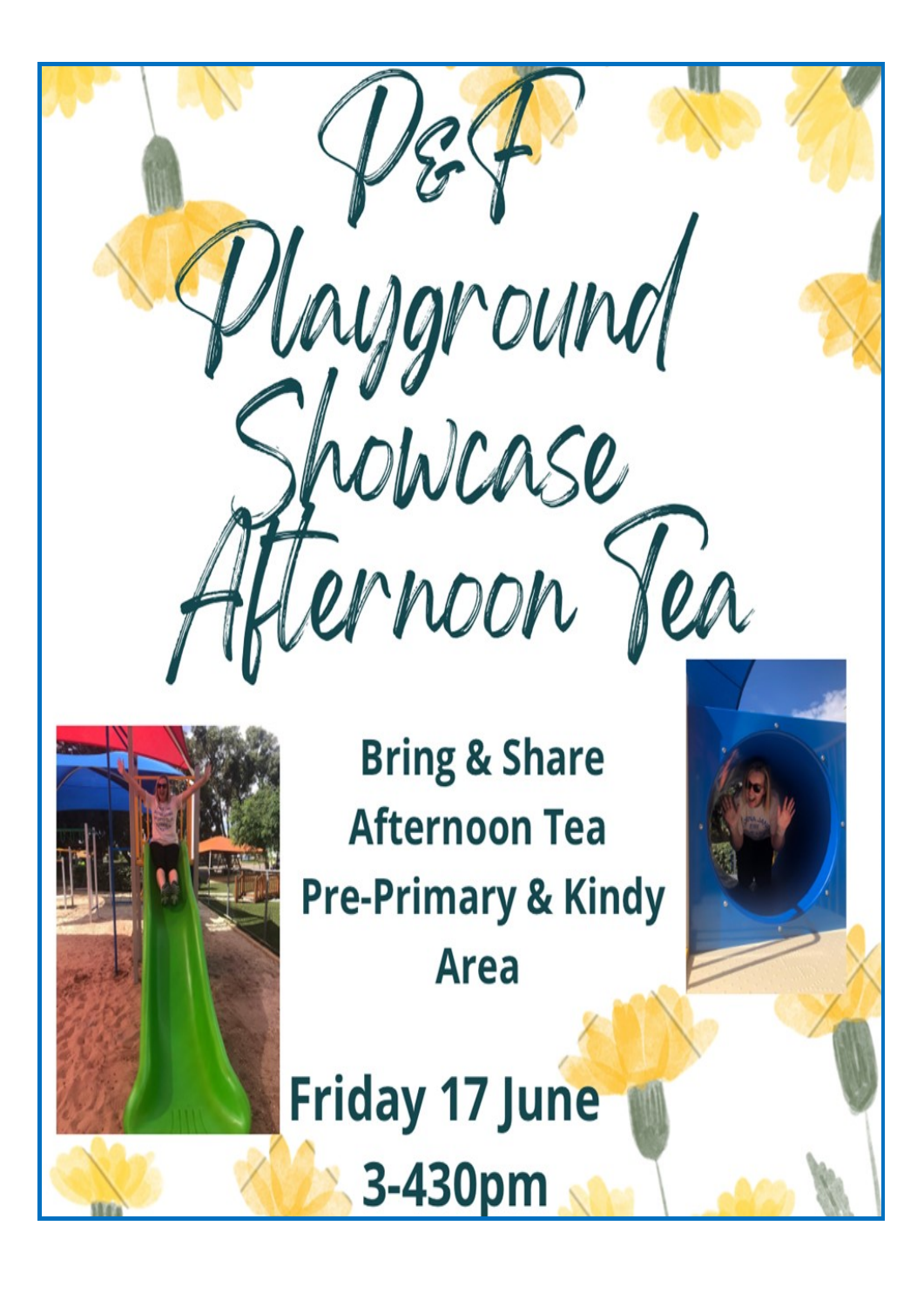# P&F Playground Showcase Afternoon Tea

**Bring & Share Afternoon Tea**

**Pre-Primary & Kindy Area**

**Friday 17 June**

**3-430pm**